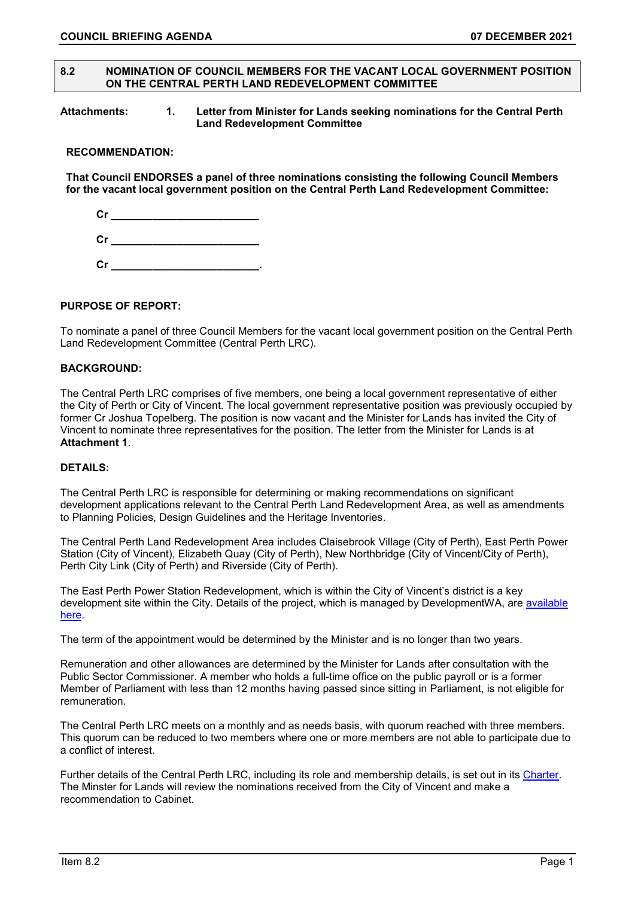## 8.2 NOMINATION OF COUNCIL MEMBERS FOR THE VACANT LOCAL GOVERNMENT POSITION ON THE CENTRAL PERTH LAND REDEVELOPMENT COMMITTEE

**Attachments:** 1. **Letter from Minister for Lands seeking nominations for the Central Perth Land Redevelopment Committee**

**RECOMMENDATION:**

**That Council ENDORSES a panel of three nominations consisting the following Council Members for the vacant local government position on the Central Perth Land Redevelopment Committee:**

**Cr _________________________**

**Cr _________________________**

**Cr _________________________.**

**PURPOSE OF REPORT:**

To nominate a panel of three Council Members for the vacant local government position on the Central Perth Land Redevelopment Committee (Central Perth LRC).

**BACKGROUND:**

The Central Perth LRC comprises of five members, one being a local government representative of either the City of Perth or City of Vincent. The local government representative position was previously occupied by former Cr Joshua Topelberg. The position is now vacant and the Minister for Lands has invited the City of Vincent to nominate three representatives for the position. The letter from the Minister for Lands is at **Attachment 1**.

**DETAILS:**

The Central Perth LRC is responsible for determining or making recommendations on significant development applications relevant to the Central Perth Land Redevelopment Area, as well as amendments to Planning Policies, Design Guidelines and the Heritage Inventories.

The Central Perth Land Redevelopment Area includes Claisebrook Village (City of Perth), East Perth Power Station (City of Vincent), Elizabeth Quay (City of Perth), New Northbridge (City of Vincent/City of Perth), Perth City Link (City of Perth) and Riverside (City of Perth).

The East Perth Power Station Redevelopment, which is within the City of Vincent's district is a key development site within the City. Details of the project, which is managed by DevelopmentWA, are available here.

The term of the appointment would be determined by the Minister and is no longer than two years.

Remuneration and other allowances are determined by the Minister for Lands after consultation with the Public Sector Commissioner. A member who holds a full-time office on the public payroll or is a former Member of Parliament with less than 12 months having passed since sitting in Parliament, is not eligible for remuneration.

The Central Perth LRC meets on a monthly and as needs basis, with quorum reached with three members. This quorum can be reduced to two members where one or more members are not able to participate due to a conflict of interest.

Further details of the Central Perth LRC, including its role and membership details, is set out in its Charter. The Minster for Lands will review the nominations received from the City of Vincent and make a recommendation to Cabinet.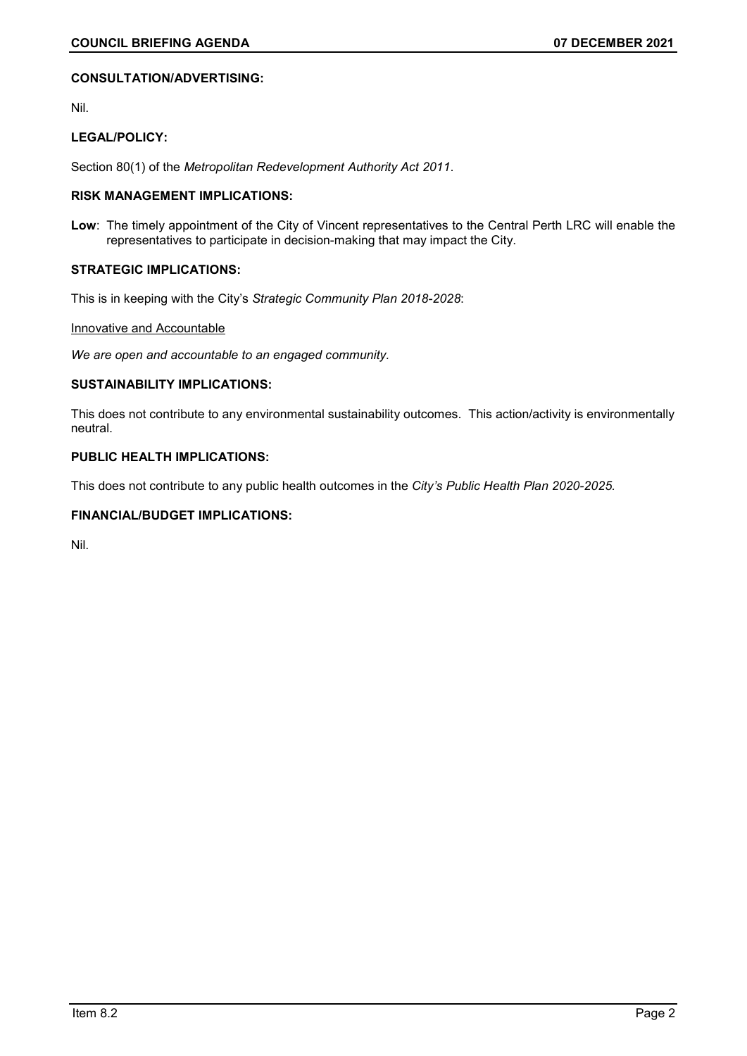**CONSULTATION/ADVERTISING:**

Nil.

**LEGAL/POLICY:**

Section 80(1) of the *Metropolitan Redevelopment Authority Act 2011*.

**RISK MANAGEMENT IMPLICATIONS:**

**Low**: The timely appointment of the City of Vincent representatives to the Central Perth LRC will enable the representatives to participate in decision-making that may impact the City.

**STRATEGIC IMPLICATIONS:**

This is in keeping with the City's *Strategic Community Plan 2018-2028*:

<u>Innovative and Accountable</u>

*We are open and accountable to an engaged community.*

**SUSTAINABILITY IMPLICATIONS:**

This does not contribute to any environmental sustainability outcomes. This action/activity is environmentally neutral.

**PUBLIC HEALTH IMPLICATIONS:**

This does not contribute to any public health outcomes in the *City's Public Health Plan 2020-2025*.

**FINANCIAL/BUDGET IMPLICATIONS:**

Nil.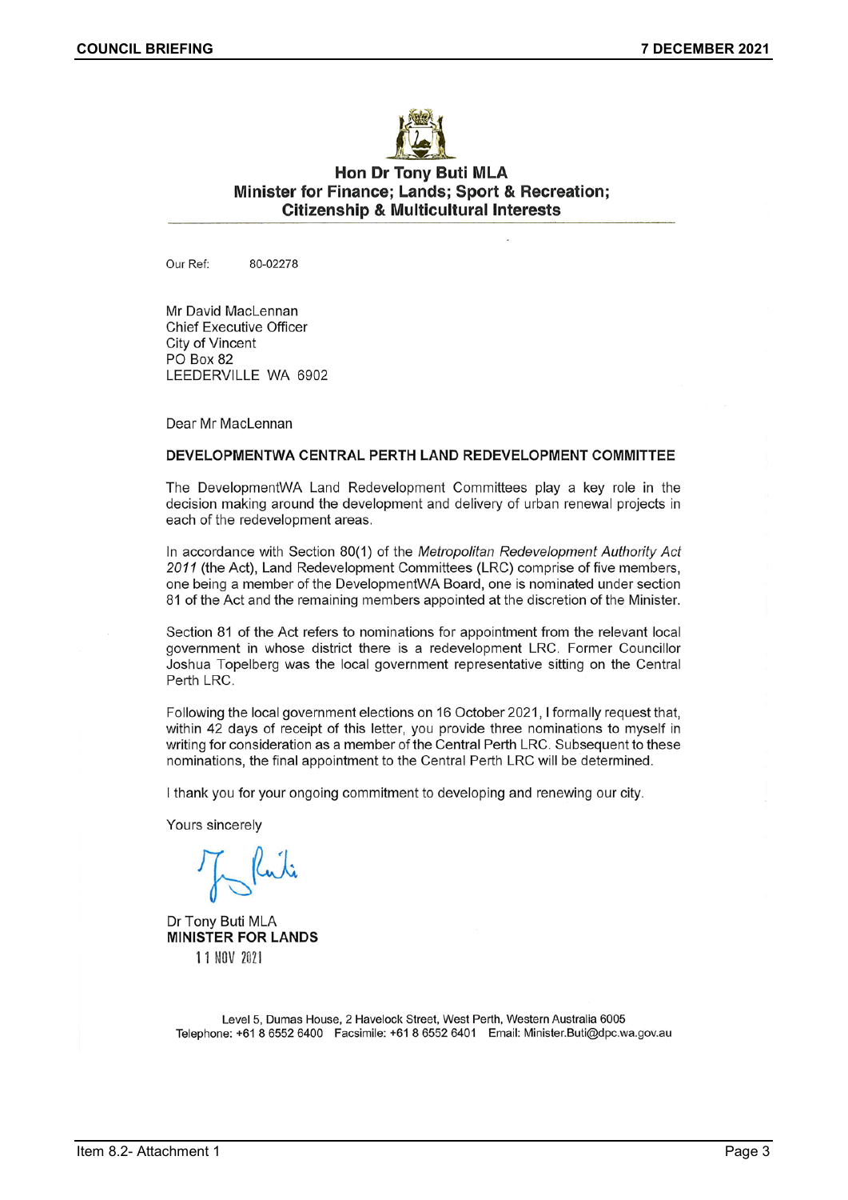**Hon Dr Tony Buti MLA**
**Minister for Finance; Lands; Sport & Recreation; Citizenship & Multicultural Interests**

Our Ref: 80-02278

Mr David MacLennan
Chief Executive Officer
City of Vincent
PO Box 82
LEEDERVILLE WA 6902

Dear Mr MacLennan

**DEVELOPMENTWA CENTRAL PERTH LAND REDEVELOPMENT COMMITTEE**

The DevelopmentWA Land Redevelopment Committees play a key role in the decision making around the development and delivery of urban renewal projects in each of the redevelopment areas.

In accordance with Section 80(1) of the *Metropolitan Redevelopment Authority Act 2011* (the Act), Land Redevelopment Committees (LRC) comprise of five members, one being a member of the DevelopmentWA Board, one is nominated under section 81 of the Act and the remaining members appointed at the discretion of the Minister.

Section 81 of the Act refers to nominations for appointment from the relevant local government in whose district there is a redevelopment LRC. Former Councillor Joshua Topelberg was the local government representative sitting on the Central Perth LRC.

Following the local government elections on 16 October 2021, I formally request that, within 42 days of receipt of this letter, you provide three nominations to myself in writing for consideration as a member of the Central Perth LRC. Subsequent to these nominations, the final appointment to the Central Perth LRC will be determined.

I thank you for your ongoing commitment to developing and renewing our city.

Yours sincerely

Dr Tony Buti MLA
**MINISTER FOR LANDS**
11 NOV 2021

Level 5, Dumas House, 2 Havelock Street, West Perth, Western Australia 6005
Telephone: +61 8 6552 6400 Facsimile: +61 8 6552 6401 Email: Minister.Buti@dpc.wa.gov.au